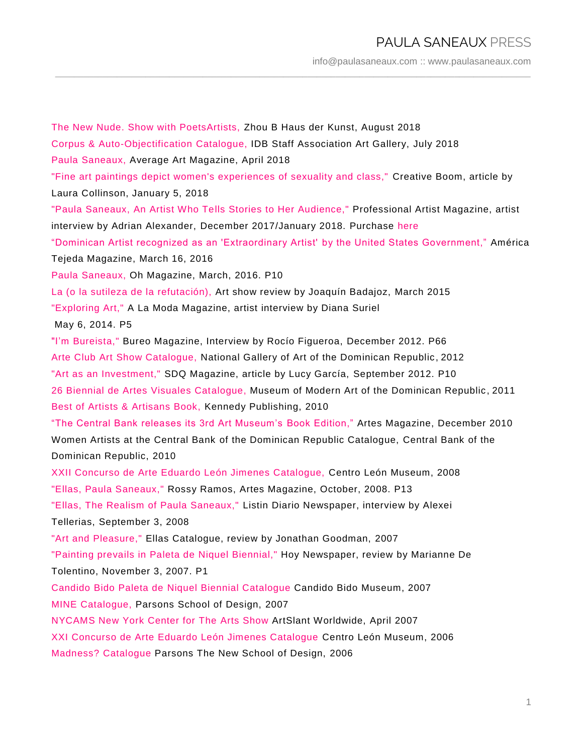# PAULA SANEAUX PRESS

info@paulasaneaux.com :: www.paulasaneaux.com

---

The New Nude. Show with PoetsArtists, Zhou B Haus der Kunst, August 2018

Corpus & Auto-Objectification Catalogue, IDB Staff Association Art Gallery, July 2018

Paula Saneaux, Average Art Magazine, April 2018

"Fine art paintings depict women's experiences of sexuality and class," Creative Boom, article by Laura Collinson, January 5, 2018

"Paula Saneaux, An Artist Who Tells Stories to Her Audience," Professional Artist Magazine, artist interview by Adrian Alexander, December 2017/January 2018. Purchase here

“Dominican Artist recognized as an 'Extraordinary Artist' by the United States Government,” América Tejeda Magazine, March 16, 2016

Paula Saneaux, Oh Magazine, March, 2016. P10

La (o la sutileza de la refutación), Art show review by Joaquín Badajoz, March 2015

"Exploring Art," A La Moda Magazine, artist interview by Diana Suriel May 6, 2014. P5

"I'm Bureista," Bureo Magazine, Interview by Rocío Figueroa, December 2012. P66

Arte Club Art Show Catalogue, National Gallery of Art of the Dominican Republic, 2012

"Art as an Investment," SDQ Magazine, article by Lucy García, September 2012. P10

26 Biennial de Artes Visuales Catalogue, Museum of Modern Art of the Dominican Republic, 2011

Best of Artists & Artisans Book, Kennedy Publishing, 2010

“The Central Bank releases its 3rd Art Museum's Book Edition,” Artes Magazine, December 2010

Women Artists at the Central Bank of the Dominican Republic Catalogue, Central Bank of the Dominican Republic, 2010

XXII Concurso de Arte Eduardo León Jimenes Catalogue, Centro León Museum, 2008

"Ellas, Paula Saneaux," Rossy Ramos, Artes Magazine, October, 2008. P13

"Ellas, The Realism of Paula Saneaux," Listin Diario Newspaper, interview by Alexei Tellerias, September 3, 2008

"Art and Pleasure," Ellas Catalogue, review by Jonathan Goodman, 2007

"Painting prevails in Paleta de Niquel Biennial," Hoy Newspaper, review by Marianne De Tolentino, November 3, 2007. P1

Candido Bido Paleta de Niquel Biennial Catalogue Candido Bido Museum, 2007

MINE Catalogue, Parsons School of Design, 2007

NYCAMS New York Center for The Arts Show ArtSlant Worldwide, April 2007

XXI Concurso de Arte Eduardo León Jimenes Catalogue Centro León Museum, 2006

Madness? Catalogue Parsons The New School of Design, 2006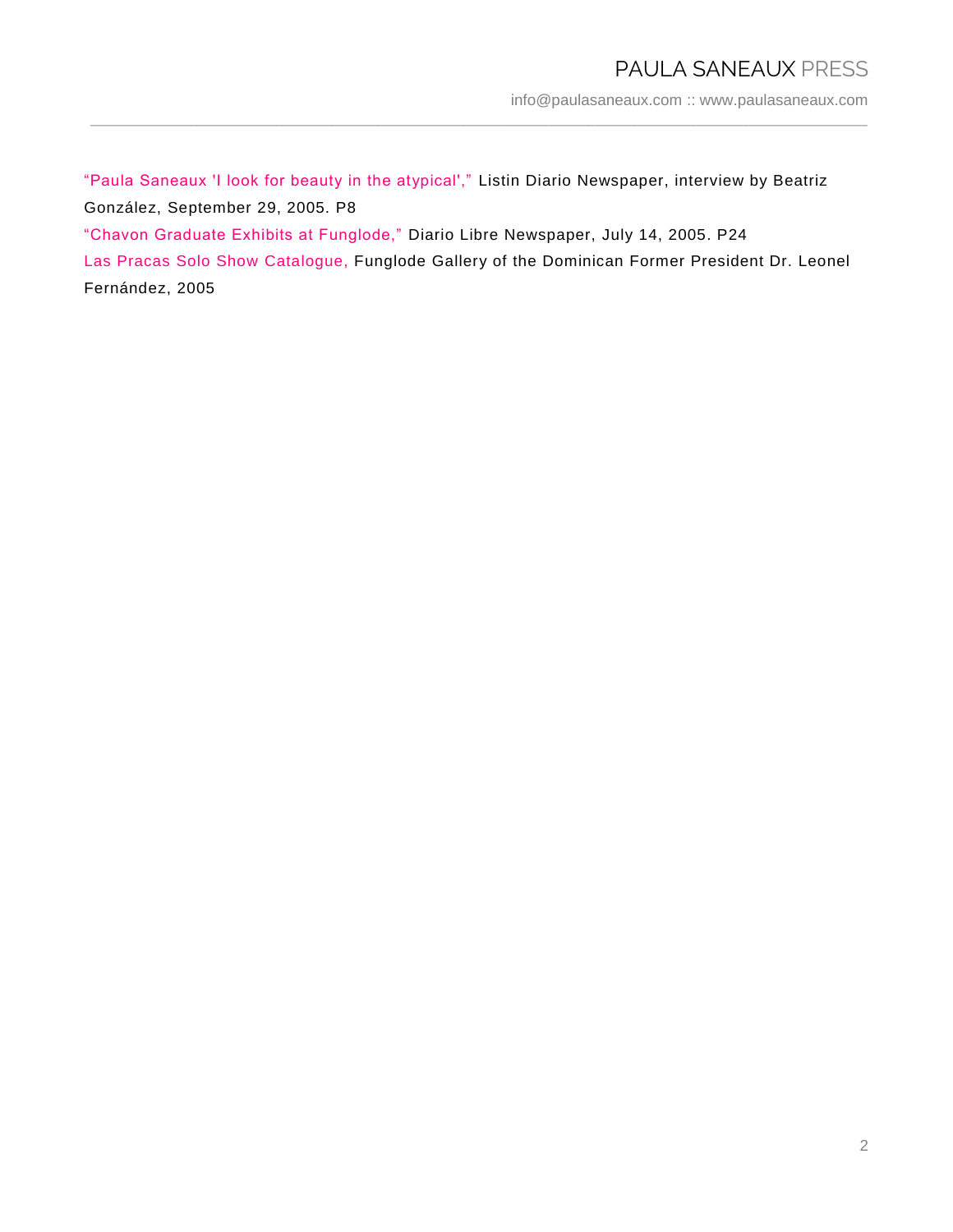“Paula Saneaux 'I look for beauty in the atypical',” Listin Diario Newspaper, interview by Beatriz González, September 29, 2005. P8

“Chavon Graduate Exhibits at Funglode,” Diario Libre Newspaper, July 14, 2005. P24

Las Pracas Solo Show Catalogue, Funglode Gallery of the Dominican Former President Dr. Leonel Fernández, 2005